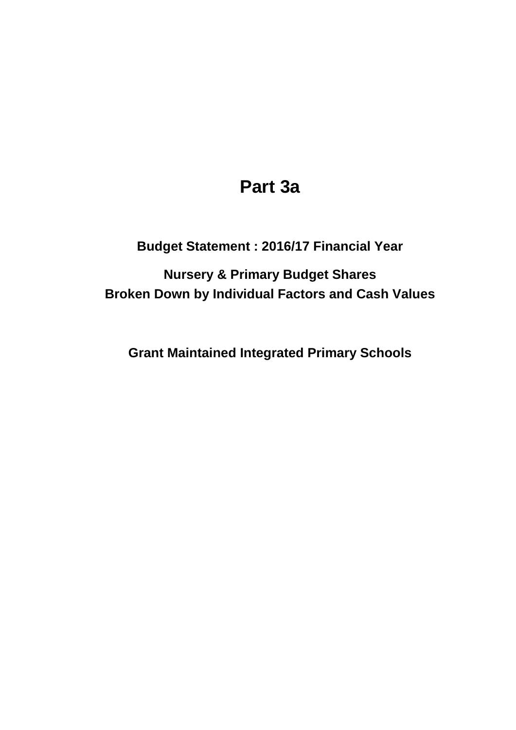# Part 3a

## Budget Statement : 2016/17 Financial Year

## Nursery & Primary Budget Shares
## Broken Down by Individual Factors and Cash Values

## Grant Maintained Integrated Primary Schools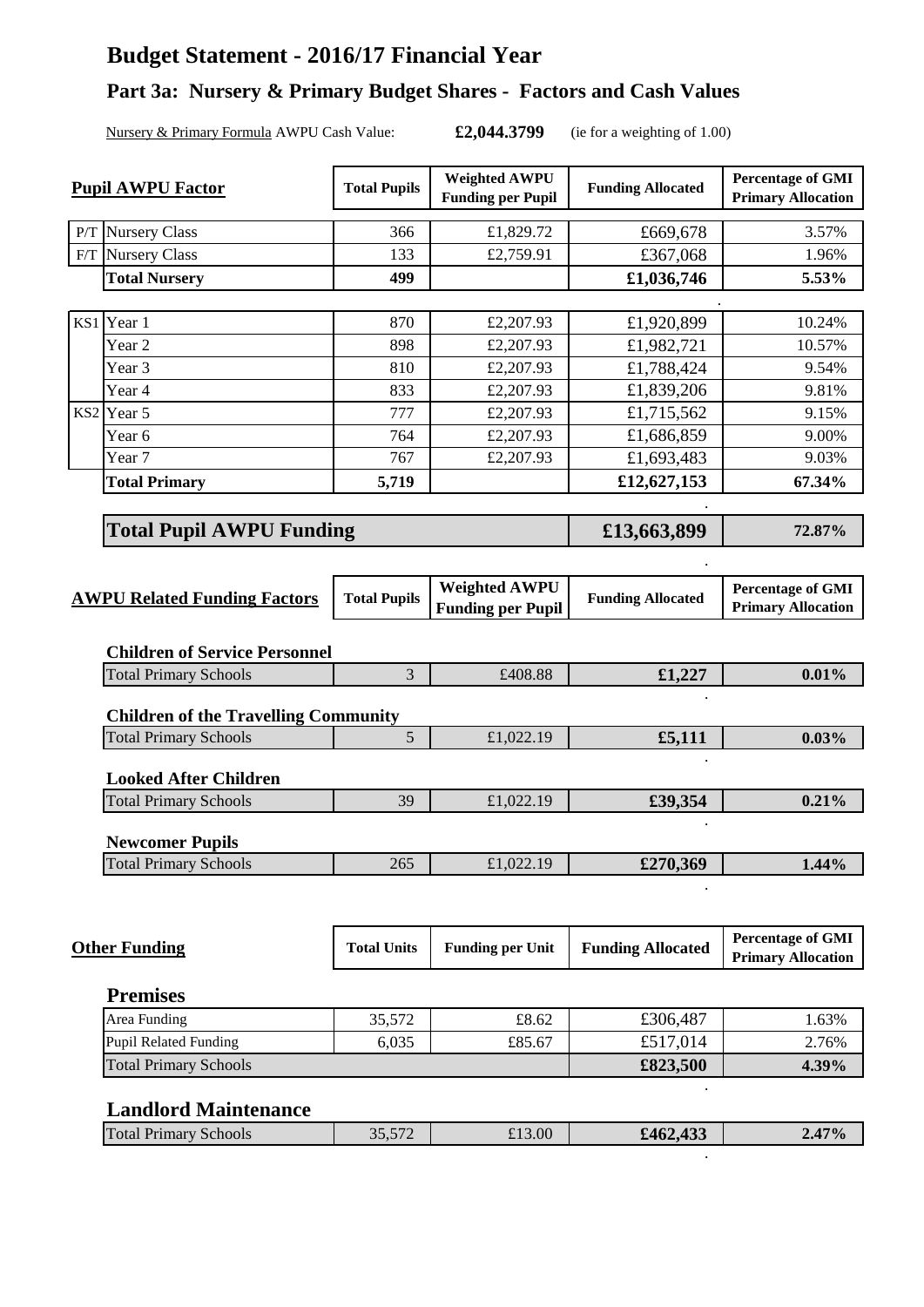# Budget Statement - 2016/17 Financial Year

## Part 3a: Nursery & Primary Budget Shares - Factors and Cash Values

Nursery & Primary Formula AWPU Cash Value: **£2,044.3799** (ie for a weighting of 1.00)

| | Pupil AWPU Factor | Total Pupils | Weighted AWPU Funding per Pupil | Funding Allocated | Percentage of GMI Primary Allocation |
|---|---|---|---|---|---|
| P/T | Nursery Class | 366 | £1,829.72 | £669,678 | 3.57% |
| F/T | Nursery Class | 133 | £2,759.91 | £367,068 | 1.96% |
| | **Total Nursery** | **499** | | **£1,036,746** | **5.53%** |
| KS1 | Year 1 | 870 | £2,207.93 | £1,920,899 | 10.24% |
| | Year 2 | 898 | £2,207.93 | £1,982,721 | 10.57% |
| | Year 3 | 810 | £2,207.93 | £1,788,424 | 9.54% |
| | Year 4 | 833 | £2,207.93 | £1,839,206 | 9.81% |
| KS2 | Year 5 | 777 | £2,207.93 | £1,715,562 | 9.15% |
| | Year 6 | 764 | £2,207.93 | £1,686,859 | 9.00% |
| | Year 7 | 767 | £2,207.93 | £1,693,483 | 9.03% |
| | **Total Primary** | **5,719** | | **£12,627,153** | **67.34%** |
| | **Total Pupil AWPU Funding** | | | **£13,663,899** | **72.87%** |

| AWPU Related Funding Factors | Total Pupils | Weighted AWPU Funding per Pupil | Funding Allocated | Percentage of GMI Primary Allocation |
|---|---|---|---|---|
| **Children of Service Personnel** | | | | |
| Total Primary Schools | 3 | £408.88 | **£1,227** | **0.01%** |
| **Children of the Travelling Community** | | | | |
| Total Primary Schools | 5 | £1,022.19 | **£5,111** | **0.03%** |
| **Looked After Children** | | | | |
| Total Primary Schools | 39 | £1,022.19 | **£39,354** | **0.21%** |
| **Newcomer Pupils** | | | | |
| Total Primary Schools | 265 | £1,022.19 | **£270,369** | **1.44%** |

| Other Funding | Total Units | Funding per Unit | Funding Allocated | Percentage of GMI Primary Allocation |
|---|---|---|---|---|
| **Premises** | | | | |
| Area Funding | 35,572 | £8.62 | £306,487 | 1.63% |
| Pupil Related Funding | 6,035 | £85.67 | £517,014 | 2.76% |
| Total Primary Schools | | | **£823,500** | **4.39%** |
| **Landlord Maintenance** | | | | |
| Total Primary Schools | 35,572 | £13.00 | **£462,433** | **2.47%** |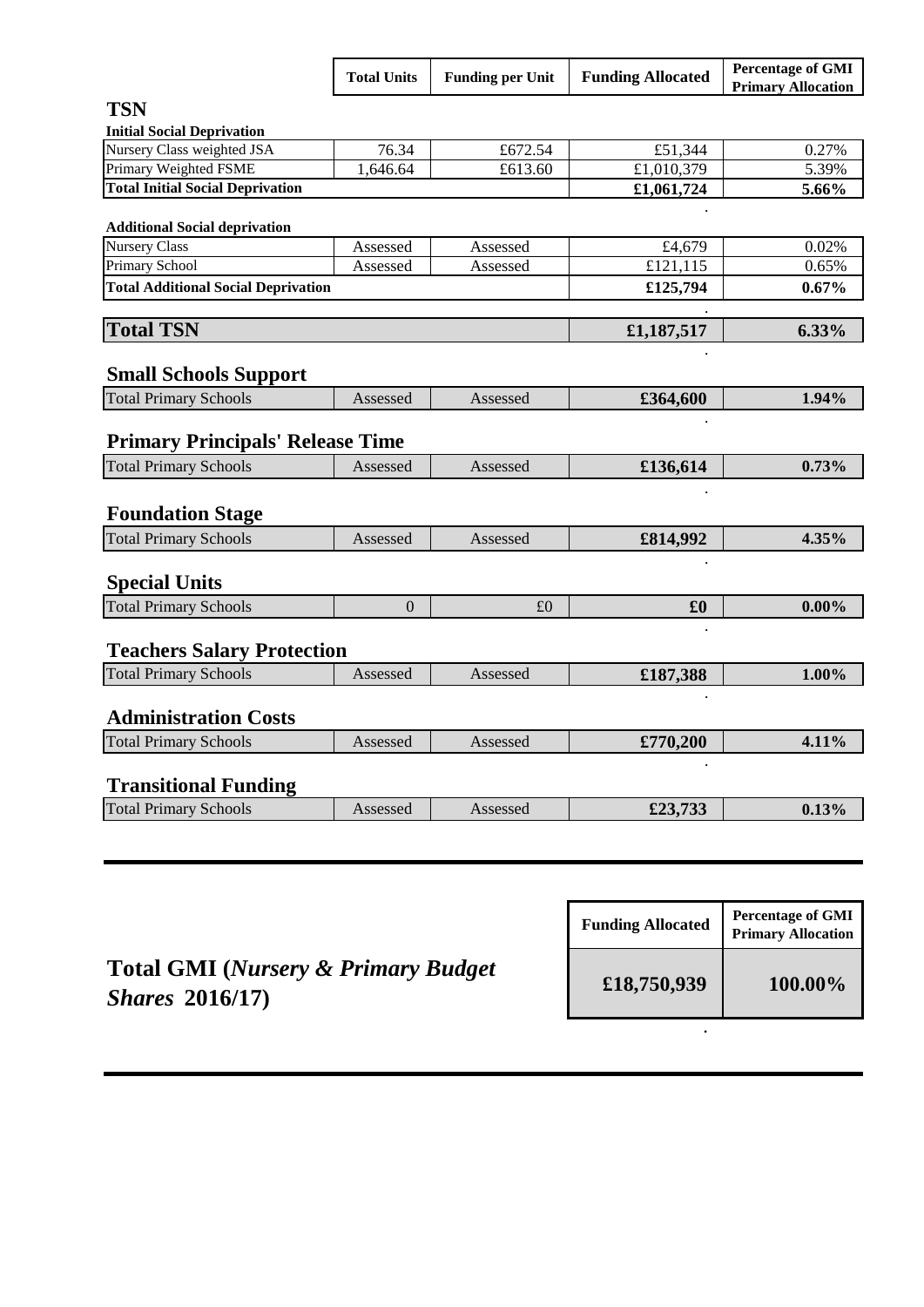| | Total Units | Funding per Unit | Funding Allocated | Percentage of GMI Primary Allocation |
|---|---|---|---|---|
| **TSN** | | | | |
| **Initial Social Deprivation** | | | | |
| Nursery Class weighted JSA | 76.34 | £672.54 | £51,344 | 0.27% |
| Primary Weighted FSME | 1,646.64 | £613.60 | £1,010,379 | 5.39% |
| **Total Initial Social Deprivation** | | | **£1,061,724** | **5.66%** |
| **Additional Social deprivation** | | | | |
| Nursery Class | Assessed | Assessed | £4,679 | 0.02% |
| Primary School | Assessed | Assessed | £121,115 | 0.65% |
| **Total Additional Social Deprivation** | | | **£125,794** | **0.67%** |
| **Total TSN** | | | **£1,187,517** | **6.33%** |
| **Small Schools Support** | | | | |
| Total Primary Schools | Assessed | Assessed | **£364,600** | **1.94%** |
| **Primary Principals' Release Time** | | | | |
| Total Primary Schools | Assessed | Assessed | **£136,614** | **0.73%** |
| **Foundation Stage** | | | | |
| Total Primary Schools | Assessed | Assessed | **£814,992** | **4.35%** |
| **Special Units** | | | | |
| Total Primary Schools | 0 | £0 | **£0** | **0.00%** |
| **Teachers Salary Protection** | | | | |
| Total Primary Schools | Assessed | Assessed | **£187,388** | **1.00%** |
| **Administration Costs** | | | | |
| Total Primary Schools | Assessed | Assessed | **£770,200** | **4.11%** |
| **Transitional Funding** | | | | |
| Total Primary Schools | Assessed | Assessed | **£23,733** | **0.13%** |

| | Funding Allocated | Percentage of GMI Primary Allocation |
|---|---|---|
| **Total GMI (*Nursery & Primary Budget Shares* 2016/17)** | **£18,750,939** | **100.00%** |